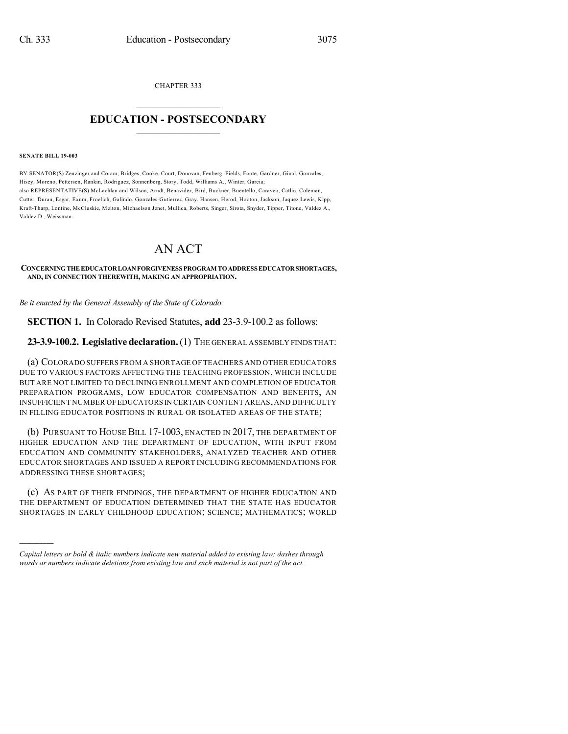CHAPTER 333

# EDUCATION - POSTSECONDARY

**SENATE BILL 19-003**

BY SENATOR(S) Zenzinger and Coram, Bridges, Cooke, Court, Donovan, Fenberg, Fields, Foote, Gardner, Ginal, Gonzales, Hisey, Moreno, Pettersen, Rankin, Rodriguez, Sonnenberg, Story, Todd, Williams A., Winter, Garcia;
also REPRESENTATIVE(S) McLachlan and Wilson, Arndt, Benavidez, Bird, Buckner, Buentello, Caraveo, Catlin, Coleman, Cutter, Duran, Esgar, Exum, Froelich, Galindo, Gonzales-Gutierrez, Gray, Hansen, Herod, Hooton, Jackson, Jaquez Lewis, Kipp, Kraft-Tharp, Lontine, McCluskie, Melton, Michaelson Jenet, Mullica, Roberts, Singer, Sirota, Snyder, Tipper, Titone, Valdez A., Valdez D., Weissman.

# AN ACT

**CONCERNING THE EDUCATOR LOAN FORGIVENESS PROGRAM TO ADDRESS EDUCATOR SHORTAGES, AND, IN CONNECTION THEREWITH, MAKING AN APPROPRIATION.**

*Be it enacted by the General Assembly of the State of Colorado:*

**SECTION 1.** In Colorado Revised Statutes, **add** 23-3.9-100.2 as follows:

**23-3.9-100.2. Legislative declaration.** (1) THE GENERAL ASSEMBLY FINDS THAT:

(a) COLORADO SUFFERS FROM A SHORTAGE OF TEACHERS AND OTHER EDUCATORS DUE TO VARIOUS FACTORS AFFECTING THE TEACHING PROFESSION, WHICH INCLUDE BUT ARE NOT LIMITED TO DECLINING ENROLLMENT AND COMPLETION OF EDUCATOR PREPARATION PROGRAMS, LOW EDUCATOR COMPENSATION AND BENEFITS, AN INSUFFICIENT NUMBER OF EDUCATORS IN CERTAIN CONTENT AREAS, AND DIFFICULTY IN FILLING EDUCATOR POSITIONS IN RURAL OR ISOLATED AREAS OF THE STATE;

(b) PURSUANT TO HOUSE BILL 17-1003, ENACTED IN 2017, THE DEPARTMENT OF HIGHER EDUCATION AND THE DEPARTMENT OF EDUCATION, WITH INPUT FROM EDUCATION AND COMMUNITY STAKEHOLDERS, ANALYZED TEACHER AND OTHER EDUCATOR SHORTAGES AND ISSUED A REPORT INCLUDING RECOMMENDATIONS FOR ADDRESSING THESE SHORTAGES;

(c) AS PART OF THEIR FINDINGS, THE DEPARTMENT OF HIGHER EDUCATION AND THE DEPARTMENT OF EDUCATION DETERMINED THAT THE STATE HAS EDUCATOR SHORTAGES IN EARLY CHILDHOOD EDUCATION; SCIENCE; MATHEMATICS; WORLD

---

*Capital letters or bold & italic numbers indicate new material added to existing law; dashes through words or numbers indicate deletions from existing law and such material is not part of the act.*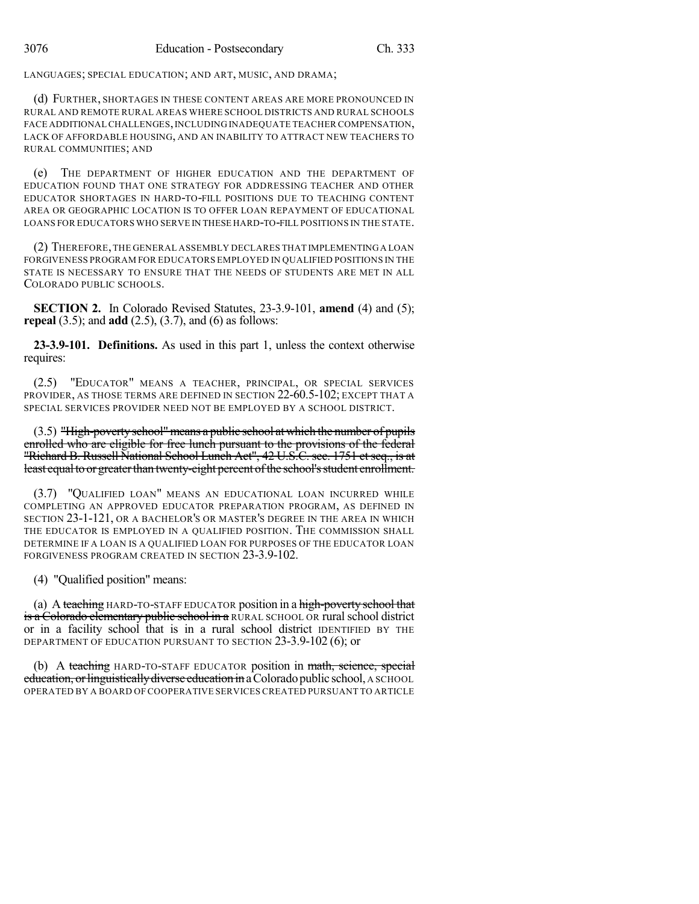LANGUAGES; SPECIAL EDUCATION; AND ART, MUSIC, AND DRAMA;

(d) FURTHER, SHORTAGES IN THESE CONTENT AREAS ARE MORE PRONOUNCED IN RURAL AND REMOTE RURAL AREAS WHERE SCHOOL DISTRICTS AND RURAL SCHOOLS FACE ADDITIONAL CHALLENGES, INCLUDING INADEQUATE TEACHER COMPENSATION, LACK OF AFFORDABLE HOUSING, AND AN INABILITY TO ATTRACT NEW TEACHERS TO RURAL COMMUNITIES; AND

(e) THE DEPARTMENT OF HIGHER EDUCATION AND THE DEPARTMENT OF EDUCATION FOUND THAT ONE STRATEGY FOR ADDRESSING TEACHER AND OTHER EDUCATOR SHORTAGES IN HARD-TO-FILL POSITIONS DUE TO TEACHING CONTENT AREA OR GEOGRAPHIC LOCATION IS TO OFFER LOAN REPAYMENT OF EDUCATIONAL LOANS FOR EDUCATORS WHO SERVE IN THESE HARD-TO-FILL POSITIONS IN THE STATE.

(2) THEREFORE, THE GENERAL ASSEMBLY DECLARES THAT IMPLEMENTING A LOAN FORGIVENESS PROGRAM FOR EDUCATORS EMPLOYED IN QUALIFIED POSITIONS IN THE STATE IS NECESSARY TO ENSURE THAT THE NEEDS OF STUDENTS ARE MET IN ALL COLORADO PUBLIC SCHOOLS.

**SECTION 2.** In Colorado Revised Statutes, 23-3.9-101, **amend** (4) and (5); **repeal** (3.5); and **add** (2.5), (3.7), and (6) as follows:

**23-3.9-101. Definitions.** As used in this part 1, unless the context otherwise requires:

(2.5) "EDUCATOR" MEANS A TEACHER, PRINCIPAL, OR SPECIAL SERVICES PROVIDER, AS THOSE TERMS ARE DEFINED IN SECTION 22-60.5-102; EXCEPT THAT A SPECIAL SERVICES PROVIDER NEED NOT BE EMPLOYED BY A SCHOOL DISTRICT.

(3.5) ~~"High-poverty school" means a public school at which the number of pupils enrolled who are eligible for free lunch pursuant to the provisions of the federal "Richard B. Russell National School Lunch Act", 42 U.S.C. sec. 1751 et seq., is at least equal to or greater than twenty-eight percent of the school's student enrollment.~~

(3.7) "QUALIFIED LOAN" MEANS AN EDUCATIONAL LOAN INCURRED WHILE COMPLETING AN APPROVED EDUCATOR PREPARATION PROGRAM, AS DEFINED IN SECTION 23-1-121, OR A BACHELOR'S OR MASTER'S DEGREE IN THE AREA IN WHICH THE EDUCATOR IS EMPLOYED IN A QUALIFIED POSITION. THE COMMISSION SHALL DETERMINE IF A LOAN IS A QUALIFIED LOAN FOR PURPOSES OF THE EDUCATOR LOAN FORGIVENESS PROGRAM CREATED IN SECTION 23-3.9-102.

(4) "Qualified position" means:

(a) A ~~teaching~~ HARD-TO-STAFF EDUCATOR position in a ~~high-poverty school that is a Colorado elementary public school in a~~ RURAL SCHOOL OR rural school district or in a facility school that is in a rural school district IDENTIFIED BY THE DEPARTMENT OF EDUCATION PURSUANT TO SECTION 23-3.9-102 (6); or

(b) A ~~teaching~~ HARD-TO-STAFF EDUCATOR position in ~~math, science, special education, or linguistically diverse education in~~ a Colorado public school, A SCHOOL OPERATED BY A BOARD OF COOPERATIVE SERVICES CREATED PURSUANT TO ARTICLE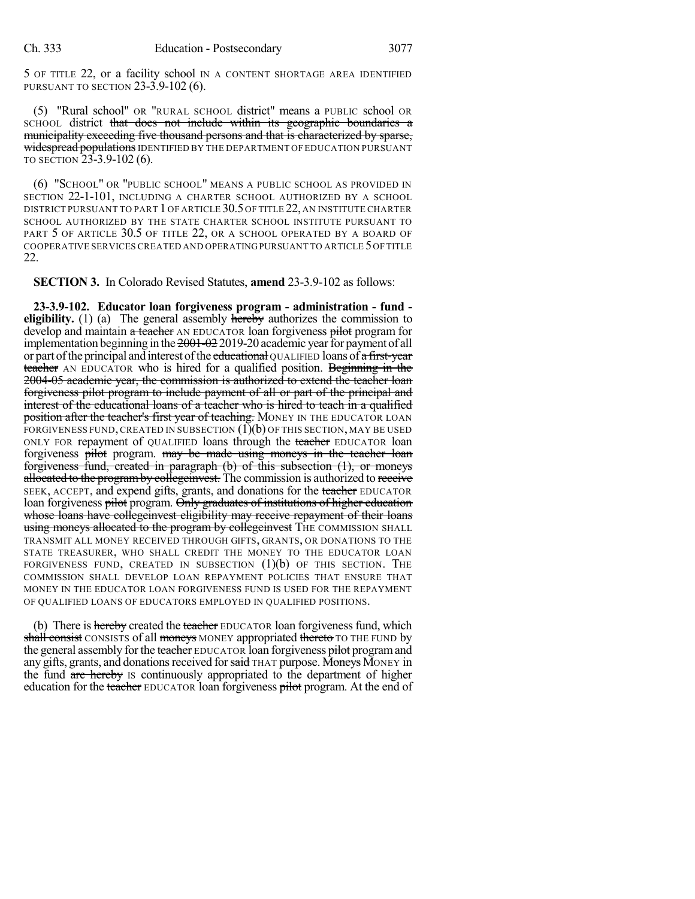5 OF TITLE 22, or a facility school IN A CONTENT SHORTAGE AREA IDENTIFIED PURSUANT TO SECTION 23-3.9-102 (6).

(5) "Rural school" OR "RURAL SCHOOL district" means a PUBLIC school OR SCHOOL district ~~that does not include within its geographic boundaries a municipality exceeding five thousand persons and that is characterized by sparse, widespread populations~~ IDENTIFIED BY THE DEPARTMENT OF EDUCATION PURSUANT TO SECTION 23-3.9-102 (6).

(6) "SCHOOL" OR "PUBLIC SCHOOL" MEANS A PUBLIC SCHOOL AS PROVIDED IN SECTION 22-1-101, INCLUDING A CHARTER SCHOOL AUTHORIZED BY A SCHOOL DISTRICT PURSUANT TO PART 1 OF ARTICLE 30.5 OF TITLE 22, AN INSTITUTE CHARTER SCHOOL AUTHORIZED BY THE STATE CHARTER SCHOOL INSTITUTE PURSUANT TO PART 5 OF ARTICLE 30.5 OF TITLE 22, OR A SCHOOL OPERATED BY A BOARD OF COOPERATIVE SERVICES CREATED AND OPERATING PURSUANT TO ARTICLE 5 OF TITLE 22.

**SECTION 3.** In Colorado Revised Statutes, **amend** 23-3.9-102 as follows:

**23-3.9-102. Educator loan forgiveness program - administration - fund - eligibility.** (1) (a) The general assembly ~~hereby~~ authorizes the commission to develop and maintain ~~a teacher~~ AN EDUCATOR loan forgiveness ~~pilot~~ program for implementation beginning in the ~~2001-02~~ 2019-20 academic year for payment of all or part of the principal and interest of the ~~educational~~ QUALIFIED loans of ~~a first-year teacher~~ AN EDUCATOR who is hired for a qualified position. ~~Beginning in the 2004-05 academic year, the commission is authorized to extend the teacher loan forgiveness pilot program to include payment of all or part of the principal and interest of the educational loans of a teacher who is hired to teach in a qualified position after the teacher's first year of teaching.~~ MONEY IN THE EDUCATOR LOAN FORGIVENESS FUND, CREATED IN SUBSECTION (1)(b) OF THIS SECTION, MAY BE USED ONLY FOR repayment of QUALIFIED loans through the ~~teacher~~ EDUCATOR loan forgiveness ~~pilot~~ program. ~~may be made using moneys in the teacher loan forgiveness fund, created in paragraph (b) of this subsection (1), or moneys allocated to the program by collegeinvest.~~ The commission is authorized to ~~receive~~ SEEK, ACCEPT, and expend gifts, grants, and donations for the ~~teacher~~ EDUCATOR loan forgiveness ~~pilot~~ program. ~~Only graduates of institutions of higher education whose loans have collegeinvest eligibility may receive repayment of their loans using moneys allocated to the program by collegeinvest~~ THE COMMISSION SHALL TRANSMIT ALL MONEY RECEIVED THROUGH GIFTS, GRANTS, OR DONATIONS TO THE STATE TREASURER, WHO SHALL CREDIT THE MONEY TO THE EDUCATOR LOAN FORGIVENESS FUND, CREATED IN SUBSECTION (1)(b) OF THIS SECTION. THE COMMISSION SHALL DEVELOP LOAN REPAYMENT POLICIES THAT ENSURE THAT MONEY IN THE EDUCATOR LOAN FORGIVENESS FUND IS USED FOR THE REPAYMENT OF QUALIFIED LOANS OF EDUCATORS EMPLOYED IN QUALIFIED POSITIONS.

(b) There is ~~hereby~~ created the ~~teacher~~ EDUCATOR loan forgiveness fund, which ~~shall consist~~ CONSISTS of all ~~moneys~~ MONEY appropriated ~~thereto~~ TO THE FUND by the general assembly for the ~~teacher~~ EDUCATOR loan forgiveness ~~pilot~~ program and any gifts, grants, and donations received for ~~said~~ THAT purpose. ~~Moneys~~ MONEY in the fund ~~are hereby~~ IS continuously appropriated to the department of higher education for the ~~teacher~~ EDUCATOR loan forgiveness ~~pilot~~ program. At the end of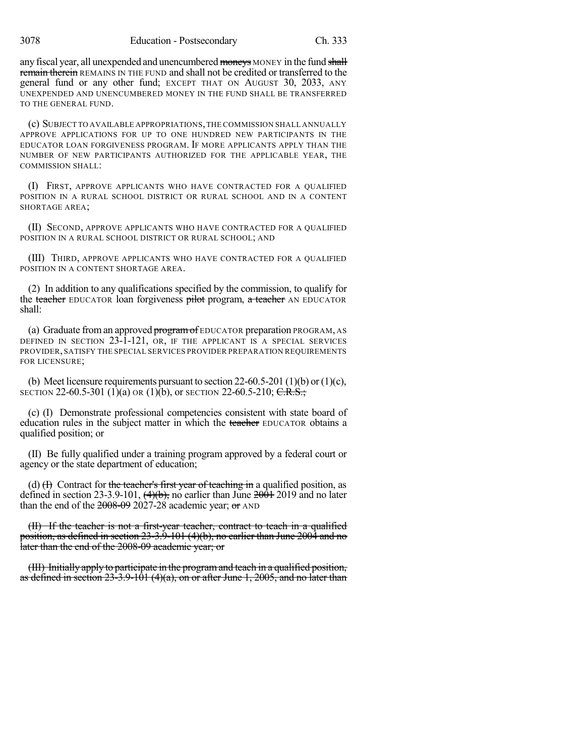any fiscal year, all unexpended and unencumbered moneys MONEY in the fund shall remain therein REMAINS IN THE FUND and shall not be credited or transferred to the general fund or any other fund; EXCEPT THAT ON AUGUST 30, 2033, ANY UNEXPENDED AND UNENCUMBERED MONEY IN THE FUND SHALL BE TRANSFERRED TO THE GENERAL FUND.

(c) SUBJECT TO AVAILABLE APPROPRIATIONS, THE COMMISSION SHALL ANNUALLY APPROVE APPLICATIONS FOR UP TO ONE HUNDRED NEW PARTICIPANTS IN THE EDUCATOR LOAN FORGIVENESS PROGRAM. IF MORE APPLICANTS APPLY THAN THE NUMBER OF NEW PARTICIPANTS AUTHORIZED FOR THE APPLICABLE YEAR, THE COMMISSION SHALL:

(I) FIRST, APPROVE APPLICANTS WHO HAVE CONTRACTED FOR A QUALIFIED POSITION IN A RURAL SCHOOL DISTRICT OR RURAL SCHOOL AND IN A CONTENT SHORTAGE AREA;

(II) SECOND, APPROVE APPLICANTS WHO HAVE CONTRACTED FOR A QUALIFIED POSITION IN A RURAL SCHOOL DISTRICT OR RURAL SCHOOL; AND

(III) THIRD, APPROVE APPLICANTS WHO HAVE CONTRACTED FOR A QUALIFIED POSITION IN A CONTENT SHORTAGE AREA.

(2) In addition to any qualifications specified by the commission, to qualify for the teacher EDUCATOR loan forgiveness pilot program, a teacher AN EDUCATOR shall:

(a) Graduate from an approved program of EDUCATOR preparation PROGRAM, AS DEFINED IN SECTION 23-1-121, OR, IF THE APPLICANT IS A SPECIAL SERVICES PROVIDER, SATISFY THE SPECIAL SERVICES PROVIDER PREPARATION REQUIREMENTS FOR LICENSURE;

(b) Meet licensure requirements pursuant to section 22-60.5-201 (1)(b) or (1)(c), SECTION 22-60.5-301 (1)(a) OR (1)(b), or SECTION 22-60.5-210; C.R.S.;

(c) (I) Demonstrate professional competencies consistent with state board of education rules in the subject matter in which the teacher EDUCATOR obtains a qualified position; or

(II) Be fully qualified under a training program approved by a federal court or agency or the state department of education;

(d) (I) Contract for the teacher's first year of teaching in a qualified position, as defined in section 23-3.9-101, (4)(b), no earlier than June 2001 2019 and no later than the end of the 2008-09 2027-28 academic year; or AND

(II) If the teacher is not a first-year teacher, contract to teach in a qualified position, as defined in section 23-3.9-101 (4)(b), no earlier than June 2004 and no later than the end of the 2008-09 academic year; or

(III) Initially apply to participate in the program and teach in a qualified position, as defined in section 23-3.9-101 (4)(a), on or after June 1, 2005, and no later than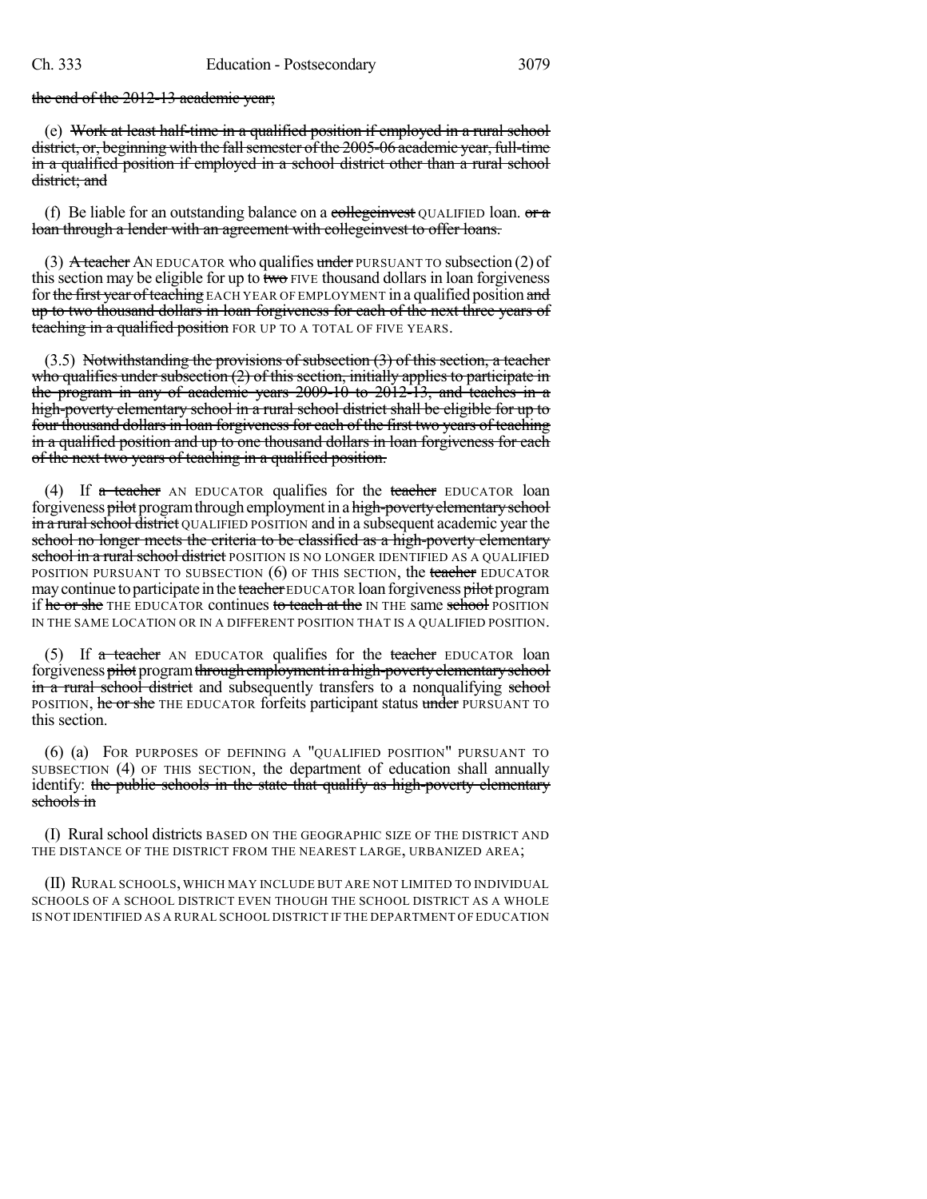~~the end of the 2012-13 academic year;~~

(e) ~~Work at least half-time in a qualified position if employed in a rural school district, or, beginning with the fall semester of the 2005-06 academic year, full-time in a qualified position if employed in a school district other than a rural school district; and~~

(f) Be liable for an outstanding balance on a ~~collegeinvest~~ QUALIFIED loan. ~~or a loan through a lender with an agreement with collegeinvest to offer loans.~~

(3) ~~A teacher~~ AN EDUCATOR who qualifies ~~under~~ PURSUANT TO subsection (2) of this section may be eligible for up to ~~two~~ FIVE thousand dollars in loan forgiveness for ~~the first year of teaching~~ EACH YEAR OF EMPLOYMENT in a qualified position ~~and up to two thousand dollars in loan forgiveness for each of the next three years of teaching in a qualified position~~ FOR UP TO A TOTAL OF FIVE YEARS.

(3.5) ~~Notwithstanding the provisions of subsection (3) of this section, a teacher who qualifies under subsection (2) of this section, initially applies to participate in the program in any of academic years 2009-10 to 2012-13, and teaches in a high-poverty elementary school in a rural school district shall be eligible for up to four thousand dollars in loan forgiveness for each of the first two years of teaching in a qualified position and up to one thousand dollars in loan forgiveness for each of the next two years of teaching in a qualified position.~~

(4) If ~~a teacher~~ AN EDUCATOR qualifies for the ~~teacher~~ EDUCATOR loan forgiveness ~~pilot~~ program through employment in a ~~high-poverty elementary school in a rural school district~~ QUALIFIED POSITION and in a subsequent academic year the ~~school no longer meets the criteria to be classified as a high-poverty elementary school in a rural school district~~ POSITION IS NO LONGER IDENTIFIED AS A QUALIFIED POSITION PURSUANT TO SUBSECTION (6) OF THIS SECTION, the ~~teacher~~ EDUCATOR may continue to participate in the ~~teacher~~ EDUCATOR loan forgiveness ~~pilot~~ program if ~~he or she~~ THE EDUCATOR continues ~~to teach at the~~ IN THE same ~~school~~ POSITION IN THE SAME LOCATION OR IN A DIFFERENT POSITION THAT IS A QUALIFIED POSITION.

(5) If ~~a teacher~~ AN EDUCATOR qualifies for the ~~teacher~~ EDUCATOR loan forgiveness ~~pilot~~ program ~~through employment in a high-poverty elementary school in a rural school district~~ and subsequently transfers to a nonqualifying ~~school~~ POSITION, ~~he or she~~ THE EDUCATOR forfeits participant status ~~under~~ PURSUANT TO this section.

(6) (a) FOR PURPOSES OF DEFINING A "QUALIFIED POSITION" PURSUANT TO SUBSECTION (4) OF THIS SECTION, the department of education shall annually identify: ~~the public schools in the state that qualify as high-poverty elementary schools in~~

(I) Rural school districts BASED ON THE GEOGRAPHIC SIZE OF THE DISTRICT AND THE DISTANCE OF THE DISTRICT FROM THE NEAREST LARGE, URBANIZED AREA;

(II) RURAL SCHOOLS, WHICH MAY INCLUDE BUT ARE NOT LIMITED TO INDIVIDUAL SCHOOLS OF A SCHOOL DISTRICT EVEN THOUGH THE SCHOOL DISTRICT AS A WHOLE IS NOT IDENTIFIED AS A RURAL SCHOOL DISTRICT IF THE DEPARTMENT OF EDUCATION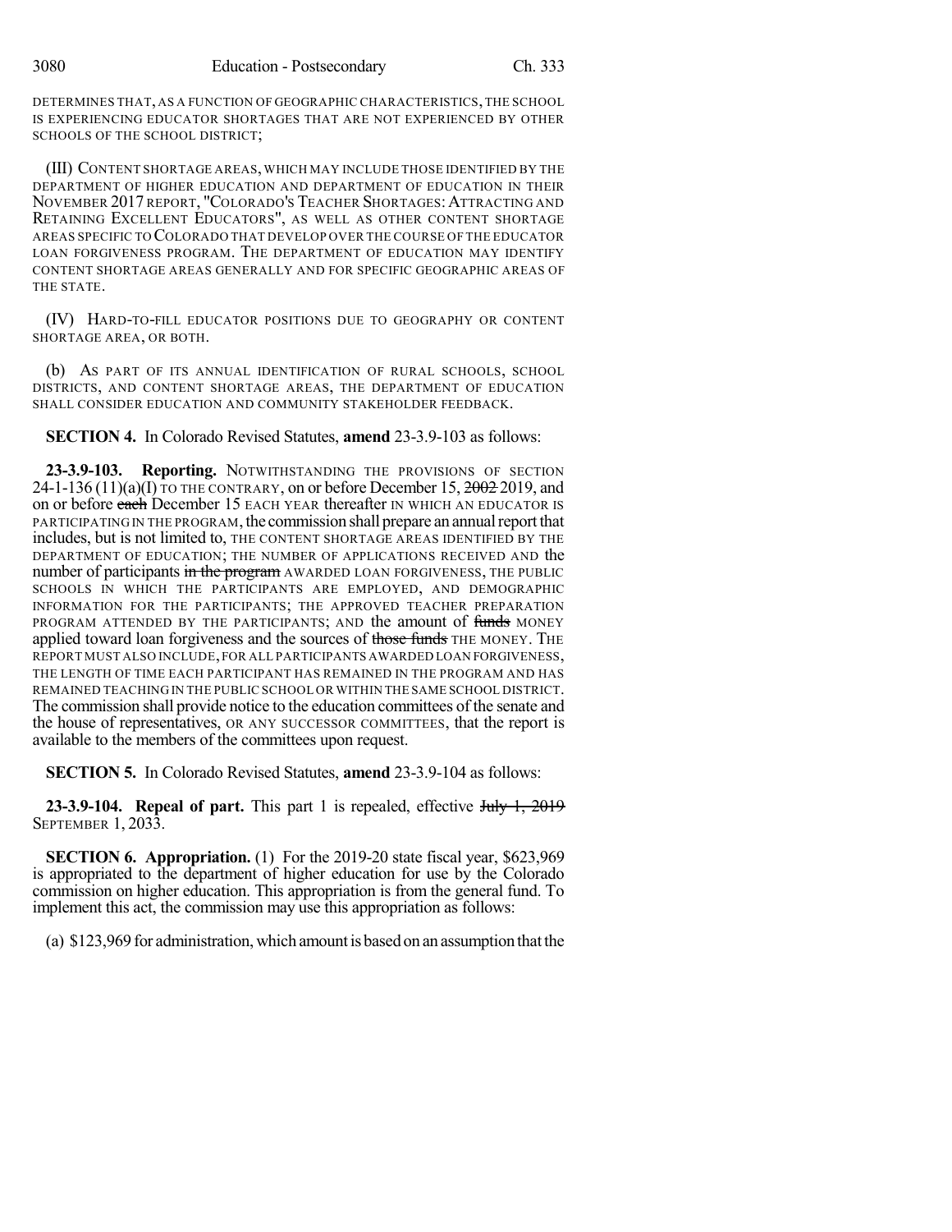DETERMINES THAT, AS A FUNCTION OF GEOGRAPHIC CHARACTERISTICS, THE SCHOOL IS EXPERIENCING EDUCATOR SHORTAGES THAT ARE NOT EXPERIENCED BY OTHER SCHOOLS OF THE SCHOOL DISTRICT;

(III) CONTENT SHORTAGE AREAS, WHICH MAY INCLUDE THOSE IDENTIFIED BY THE DEPARTMENT OF HIGHER EDUCATION AND DEPARTMENT OF EDUCATION IN THEIR NOVEMBER 2017 REPORT, "COLORADO'S TEACHER SHORTAGES: ATTRACTING AND RETAINING EXCELLENT EDUCATORS", AS WELL AS OTHER CONTENT SHORTAGE AREAS SPECIFIC TO COLORADO THAT DEVELOP OVER THE COURSE OF THE EDUCATOR LOAN FORGIVENESS PROGRAM. THE DEPARTMENT OF EDUCATION MAY IDENTIFY CONTENT SHORTAGE AREAS GENERALLY AND FOR SPECIFIC GEOGRAPHIC AREAS OF THE STATE.

(IV) HARD-TO-FILL EDUCATOR POSITIONS DUE TO GEOGRAPHY OR CONTENT SHORTAGE AREA, OR BOTH.

(b) AS PART OF ITS ANNUAL IDENTIFICATION OF RURAL SCHOOLS, SCHOOL DISTRICTS, AND CONTENT SHORTAGE AREAS, THE DEPARTMENT OF EDUCATION SHALL CONSIDER EDUCATION AND COMMUNITY STAKEHOLDER FEEDBACK.

**SECTION 4.** In Colorado Revised Statutes, **amend** 23-3.9-103 as follows:

**23-3.9-103. Reporting.** NOTWITHSTANDING THE PROVISIONS OF SECTION 24-1-136 (11)(a)(I) TO THE CONTRARY, on or before December 15, ~~2002~~ 2019, and on or before ~~each~~ December 15 EACH YEAR thereafter IN WHICH AN EDUCATOR IS PARTICIPATING IN THE PROGRAM, the commission shall prepare an annual report that includes, but is not limited to, THE CONTENT SHORTAGE AREAS IDENTIFIED BY THE DEPARTMENT OF EDUCATION; THE NUMBER OF APPLICATIONS RECEIVED AND the number of participants ~~in the program~~ AWARDED LOAN FORGIVENESS, THE PUBLIC SCHOOLS IN WHICH THE PARTICIPANTS ARE EMPLOYED, AND DEMOGRAPHIC INFORMATION FOR THE PARTICIPANTS; THE APPROVED TEACHER PREPARATION PROGRAM ATTENDED BY THE PARTICIPANTS; AND the amount of ~~funds~~ MONEY applied toward loan forgiveness and the sources of ~~those funds~~ THE MONEY. THE REPORT MUST ALSO INCLUDE, FOR ALL PARTICIPANTS AWARDED LOAN FORGIVENESS, THE LENGTH OF TIME EACH PARTICIPANT HAS REMAINED IN THE PROGRAM AND HAS REMAINED TEACHING IN THE PUBLIC SCHOOL OR WITHIN THE SAME SCHOOL DISTRICT. The commission shall provide notice to the education committees of the senate and the house of representatives, OR ANY SUCCESSOR COMMITTEES, that the report is available to the members of the committees upon request.

**SECTION 5.** In Colorado Revised Statutes, **amend** 23-3.9-104 as follows:

**23-3.9-104. Repeal of part.** This part 1 is repealed, effective ~~July 1, 2019~~ SEPTEMBER 1, 2033.

**SECTION 6. Appropriation.** (1) For the 2019-20 state fiscal year, $623,969 is appropriated to the department of higher education for use by the Colorado commission on higher education. This appropriation is from the general fund. To implement this act, the commission may use this appropriation as follows:

(a) $123,969 for administration, which amount is based on an assumption that the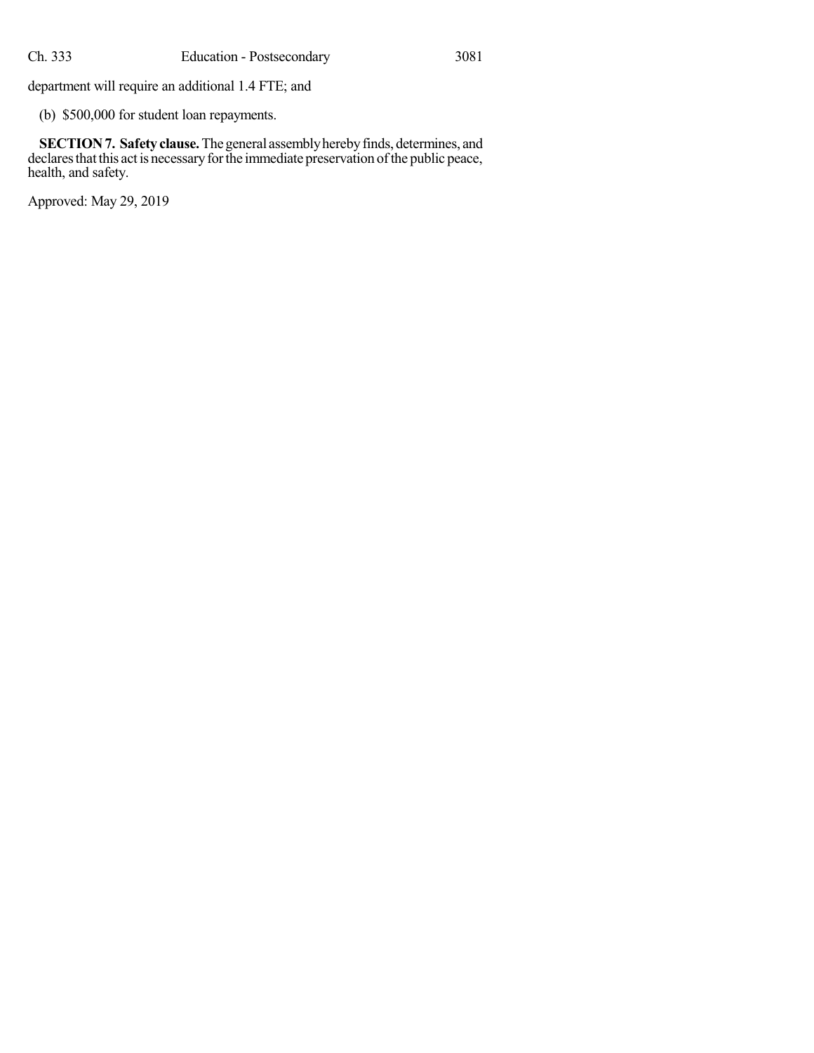department will require an additional 1.4 FTE; and

(b) $500,000 for student loan repayments.

**SECTION 7. Safety clause.** The general assembly hereby finds, determines, and declares that this act is necessary for the immediate preservation of the public peace, health, and safety.

Approved: May 29, 2019